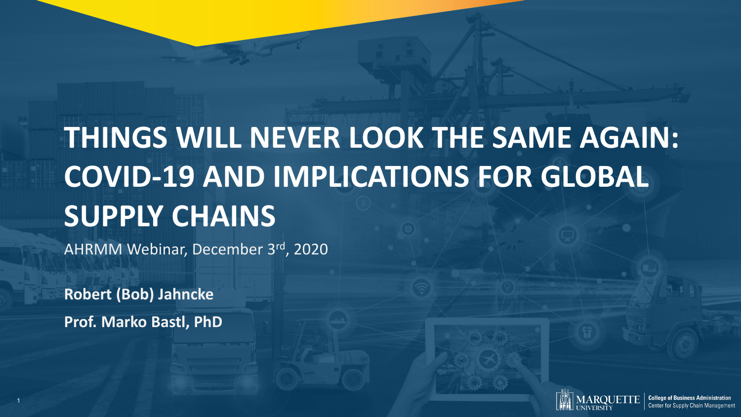# THINGS WILL NEVER LOOK THE SAME AGAIN: COVID-19 AND IMPLICATIONS FOR GLOBAL SUPPLY CHAINS

AHRMM Webinar, December 3rd, 2020

**Robert (Bob) Jahncke**

**Prof. Marko Bastl, PhD**

MARQUETTE UNIVERSITY

College of Business Administration

Center for Supply Chain Management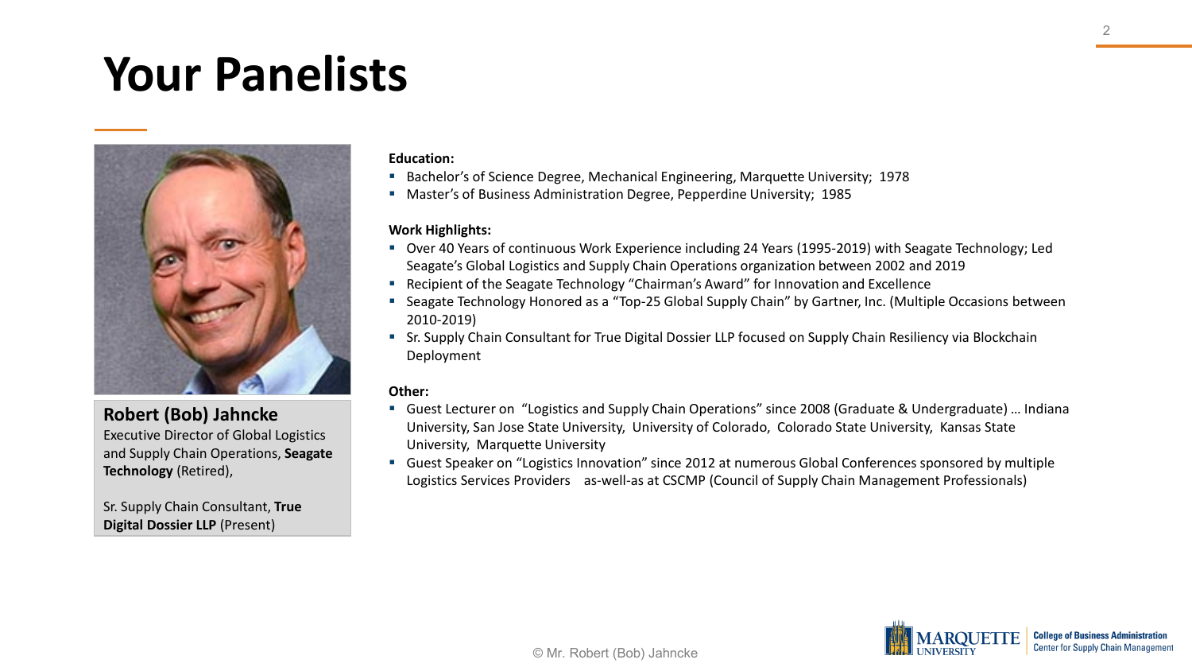# Your Panelists

**Robert (Bob) Jahncke**
Executive Director of Global Logistics and Supply Chain Operations, **Seagate Technology** (Retired),

Sr. Supply Chain Consultant, **True Digital Dossier LLP** (Present)

**Education:**

- Bachelor's of Science Degree, Mechanical Engineering, Marquette University; 1978
- Master's of Business Administration Degree, Pepperdine University; 1985

**Work Highlights:**

- Over 40 Years of continuous Work Experience including 24 Years (1995-2019) with Seagate Technology; Led Seagate's Global Logistics and Supply Chain Operations organization between 2002 and 2019
- Recipient of the Seagate Technology "Chairman's Award" for Innovation and Excellence
- Seagate Technology Honored as a "Top-25 Global Supply Chain" by Gartner, Inc. (Multiple Occasions between 2010-2019)
- Sr. Supply Chain Consultant for True Digital Dossier LLP focused on Supply Chain Resiliency via Blockchain Deployment

**Other:**

- Guest Lecturer on "Logistics and Supply Chain Operations" since 2008 (Graduate & Undergraduate) … Indiana University, San Jose State University, University of Colorado, Colorado State University, Kansas State University, Marquette University
- Guest Speaker on "Logistics Innovation" since 2012 at numerous Global Conferences sponsored by multiple Logistics Services Providers as-well-as at CSCMP (Council of Supply Chain Management Professionals)

© Mr. Robert (Bob) Jahncke

Marquette University — College of Business Administration, Center for Supply Chain Management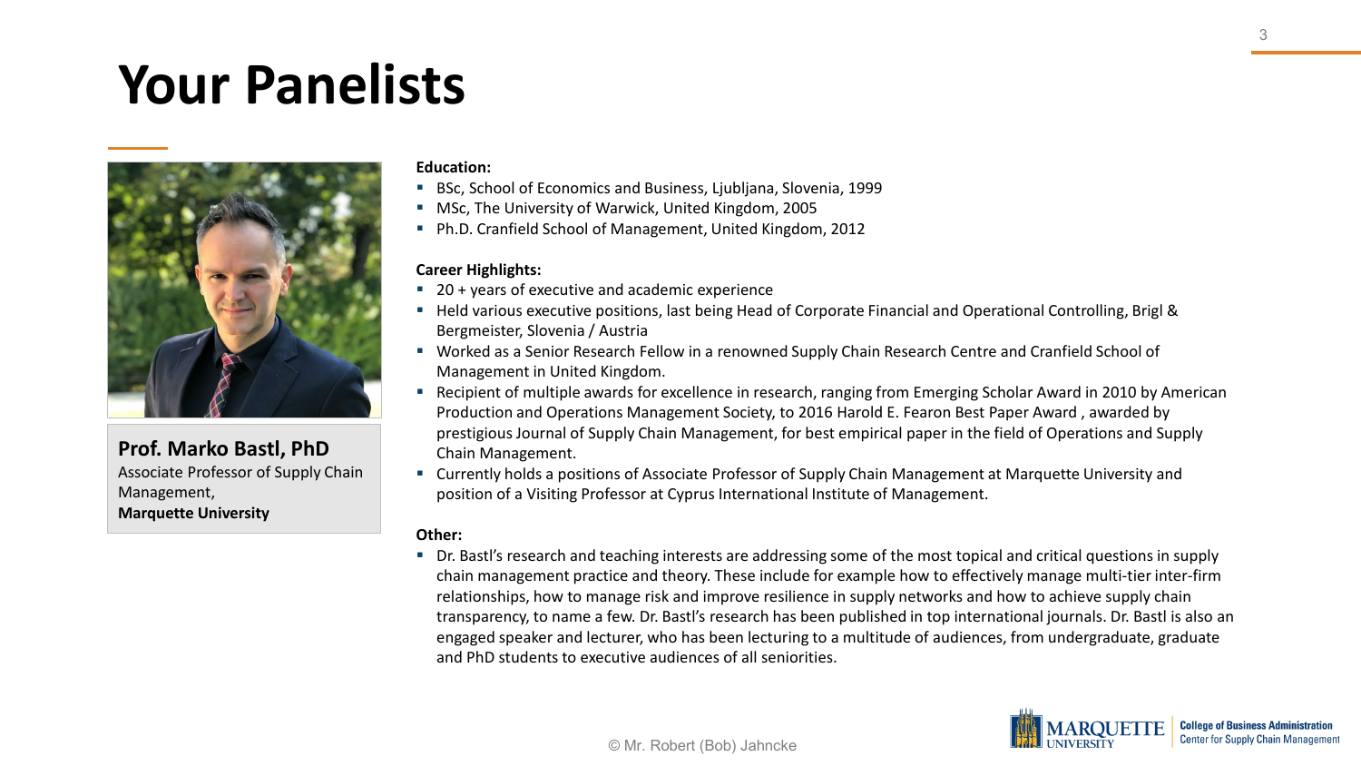# Your Panelists

**Prof. Marko Bastl, PhD**
Associate Professor of Supply Chain Management,
**Marquette University**

**Education:**

- BSc, School of Economics and Business, Ljubljana, Slovenia, 1999
- MSc, The University of Warwick, United Kingdom, 2005
- Ph.D. Cranfield School of Management, United Kingdom, 2012

**Career Highlights:**

- 20 + years of executive and academic experience
- Held various executive positions, last being Head of Corporate Financial and Operational Controlling, Brigl & Bergmeister, Slovenia / Austria
- Worked as a Senior Research Fellow in a renowned Supply Chain Research Centre and Cranfield School of Management in United Kingdom.
- Recipient of multiple awards for excellence in research, ranging from Emerging Scholar Award in 2010 by American Production and Operations Management Society, to 2016 Harold E. Fearon Best Paper Award , awarded by prestigious Journal of Supply Chain Management, for best empirical paper in the field of Operations and Supply Chain Management.
- Currently holds a positions of Associate Professor of Supply Chain Management at Marquette University and position of a Visiting Professor at Cyprus International Institute of Management.

**Other:**

- Dr. Bastl's research and teaching interests are addressing some of the most topical and critical questions in supply chain management practice and theory. These include for example how to effectively manage multi-tier inter-firm relationships, how to manage risk and improve resilience in supply networks and how to achieve supply chain transparency, to name a few. Dr. Bastl's research has been published in top international journals. Dr. Bastl is also an engaged speaker and lecturer, who has been lecturing to a multitude of audiences, from undergraduate, graduate and PhD students to executive audiences of all seniorities.

© Mr. Robert (Bob) Jahncke

MARQUETTE UNIVERSITY | College of Business Administration | Center for Supply Chain Management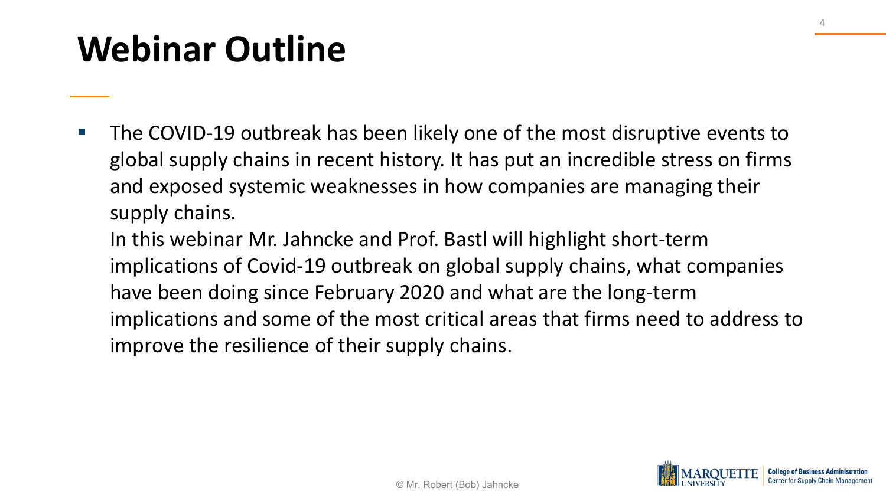# Webinar Outline

- The COVID-19 outbreak has been likely one of the most disruptive events to global supply chains in recent history. It has put an incredible stress on firms and exposed systemic weaknesses in how companies are managing their supply chains.

  In this webinar Mr. Jahncke and Prof. Bastl will highlight short-term implications of Covid-19 outbreak on global supply chains, what companies have been doing since February 2020 and what are the long-term implications and some of the most critical areas that firms need to address to improve the resilience of their supply chains.

© Mr. Robert (Bob) Jahncke

MARQUETTE UNIVERSITY College of Business Administration Center for Supply Chain Management